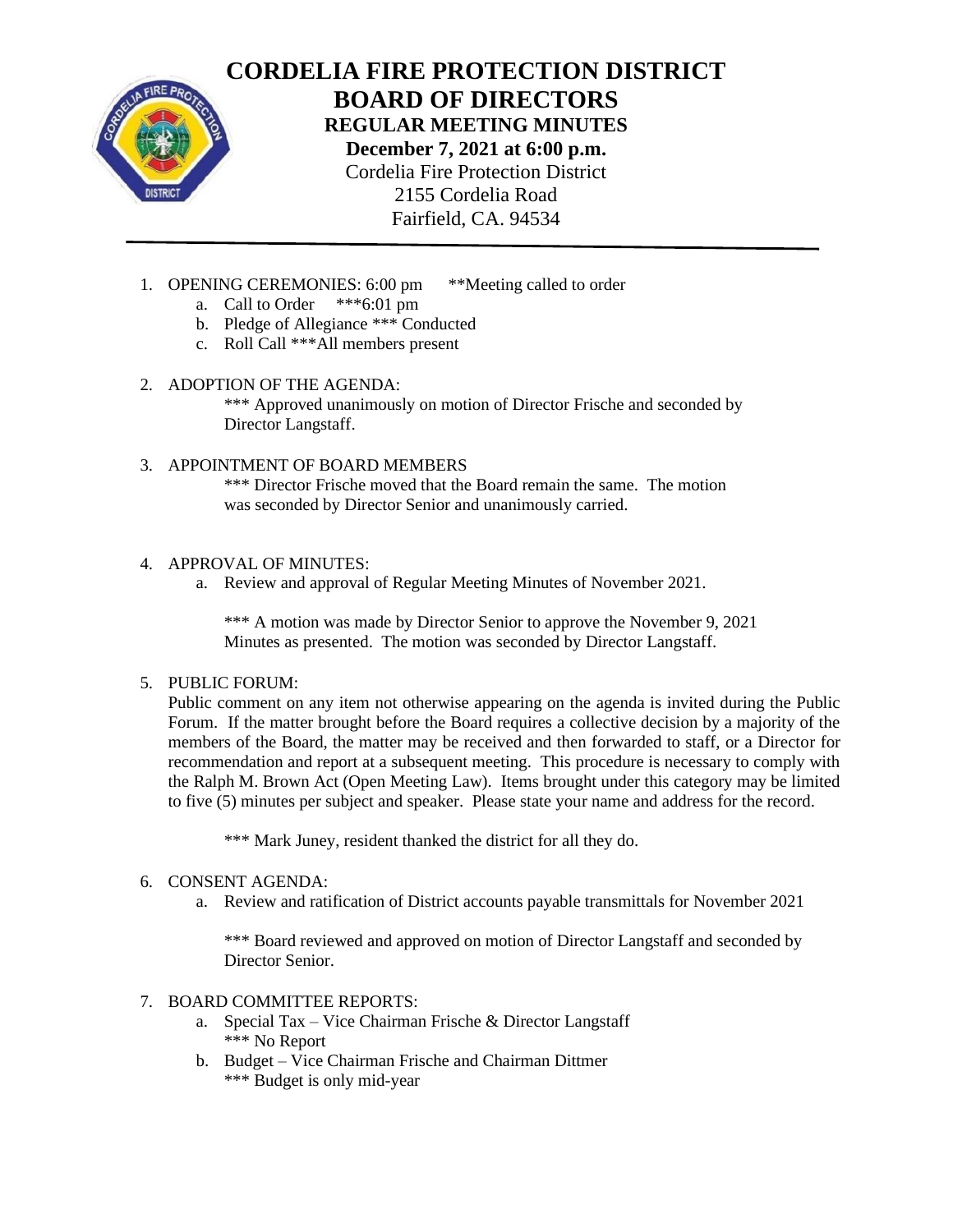# CORDELIA FIRE PROTECTION DISTRICT
# BOARD OF DIRECTORS
## REGULAR MEETING MINUTES
**December 7, 2021 at 6:00 p.m.**

Cordelia Fire Protection District
2155 Cordelia Road
Fairfield, CA. 94534

---

1. OPENING CEREMONIES: 6:00 pm **Meeting called to order
   a. Call to Order ***6:01 pm
   b. Pledge of Allegiance *** Conducted
   c. Roll Call ***All members present

2. ADOPTION OF THE AGENDA:

   *** Approved unanimously on motion of Director Frische and seconded by Director Langstaff.

3. APPOINTMENT OF BOARD MEMBERS

   *** Director Frische moved that the Board remain the same. The motion was seconded by Director Senior and unanimously carried.

4. APPROVAL OF MINUTES:
   a. Review and approval of Regular Meeting Minutes of November 2021.

      *** A motion was made by Director Senior to approve the November 9, 2021 Minutes as presented. The motion was seconded by Director Langstaff.

5. PUBLIC FORUM:

   Public comment on any item not otherwise appearing on the agenda is invited during the Public Forum. If the matter brought before the Board requires a collective decision by a majority of the members of the Board, the matter may be received and then forwarded to staff, or a Director for recommendation and report at a subsequent meeting. This procedure is necessary to comply with the Ralph M. Brown Act (Open Meeting Law). Items brought under this category may be limited to five (5) minutes per subject and speaker. Please state your name and address for the record.

   *** Mark Juney, resident thanked the district for all they do.

6. CONSENT AGENDA:
   a. Review and ratification of District accounts payable transmittals for November 2021

      *** Board reviewed and approved on motion of Director Langstaff and seconded by Director Senior.

7. BOARD COMMITTEE REPORTS:
   a. Special Tax – Vice Chairman Frische & Director Langstaff
      *** No Report
   b. Budget – Vice Chairman Frische and Chairman Dittmer
      *** Budget is only mid-year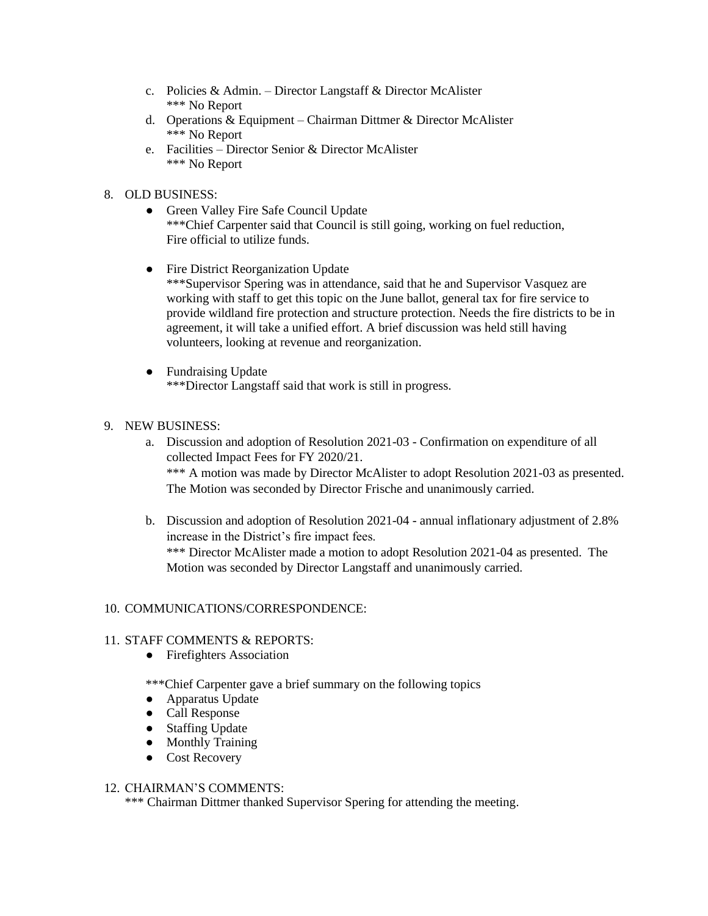c. Policies & Admin. – Director Langstaff & Director McAlister
   *** No Report
d. Operations & Equipment – Chairman Dittmer & Director McAlister
   *** No Report
e. Facilities – Director Senior & Director McAlister
   *** No Report

8. OLD BUSINESS:
   - Green Valley Fire Safe Council Update
     ***Chief Carpenter said that Council is still going, working on fuel reduction, Fire official to utilize funds.

   - Fire District Reorganization Update
     ***Supervisor Spering was in attendance, said that he and Supervisor Vasquez are working with staff to get this topic on the June ballot, general tax for fire service to provide wildland fire protection and structure protection. Needs the fire districts to be in agreement, it will take a unified effort. A brief discussion was held still having volunteers, looking at revenue and reorganization.

   - Fundraising Update
     ***Director Langstaff said that work is still in progress.

9. NEW BUSINESS:
   a. Discussion and adoption of Resolution 2021-03 - Confirmation on expenditure of all collected Impact Fees for FY 2020/21.
      *** A motion was made by Director McAlister to adopt Resolution 2021-03 as presented. The Motion was seconded by Director Frische and unanimously carried.

   b. Discussion and adoption of Resolution 2021-04 - annual inflationary adjustment of 2.8% increase in the District's fire impact fees.
      *** Director McAlister made a motion to adopt Resolution 2021-04 as presented. The Motion was seconded by Director Langstaff and unanimously carried.

10. COMMUNICATIONS/CORRESPONDENCE:

11. STAFF COMMENTS & REPORTS:
    - Firefighters Association

    ***Chief Carpenter gave a brief summary on the following topics
    - Apparatus Update
    - Call Response
    - Staffing Update
    - Monthly Training
    - Cost Recovery

12. CHAIRMAN'S COMMENTS:
    *** Chairman Dittmer thanked Supervisor Spering for attending the meeting.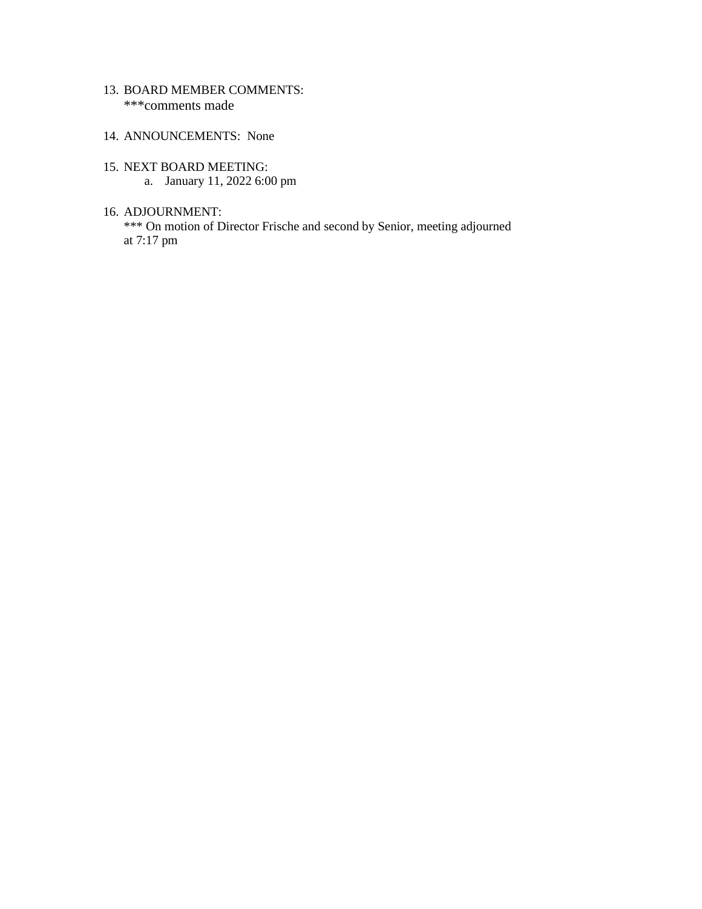13. BOARD MEMBER COMMENTS:
    ***comments made

14. ANNOUNCEMENTS: None

15. NEXT BOARD MEETING:
    a. January 11, 2022 6:00 pm

16. ADJOURNMENT:
    *** On motion of Director Frische and second by Senior, meeting adjourned at 7:17 pm